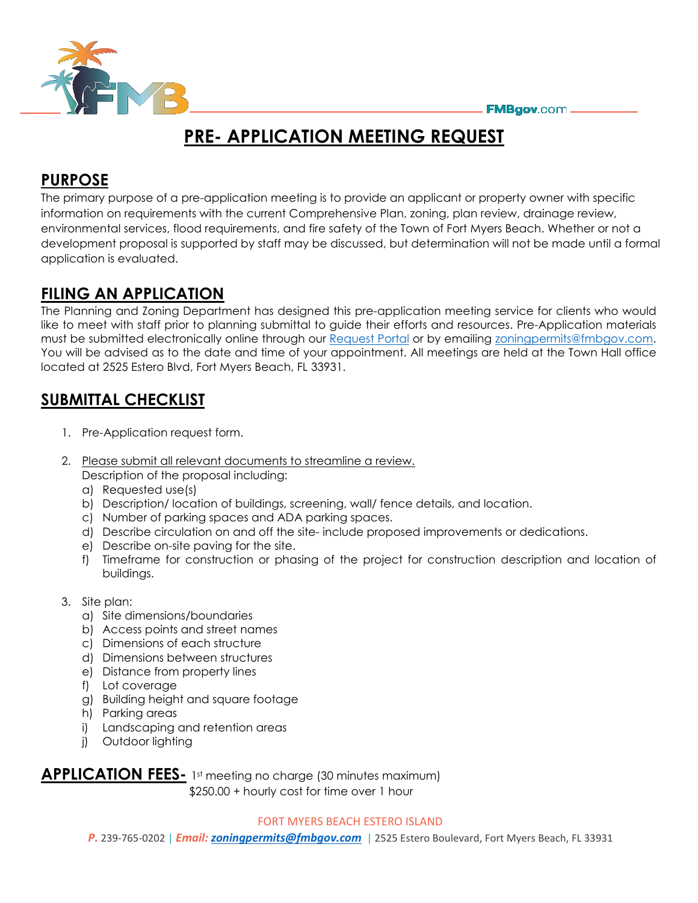# PRE- APPLICATION MEETING REQUEST

## PURPOSE

The primary purpose of a pre-application meeting is to provide an applicant or property owner with specific information on requirements with the current Comprehensive Plan, zoning, plan review, drainage review, environmental services, flood requirements, and fire safety of the Town of Fort Myers Beach. Whether or not a development proposal is supported by staff may be discussed, but determination will not be made until a formal application is evaluated.

## FILING AN APPLICATION

The Planning and Zoning Department has designed this pre-application meeting service for clients who would like to meet with staff prior to planning submittal to guide their efforts and resources. Pre-Application materials must be submitted electronically online through our Request Portal or by emailing zoningpermits@fmbgov.com. You will be advised as to the date and time of your appointment. All meetings are held at the Town Hall office located at 2525 Estero Blvd, Fort Myers Beach, FL 33931.

## SUBMITTAL CHECKLIST

1. Pre-Application request form.
2. Please submit all relevant documents to streamline a review.
   Description of the proposal including:
   a) Requested use(s)
   b) Description/ location of buildings, screening, wall/ fence details, and location.
   c) Number of parking spaces and ADA parking spaces.
   d) Describe circulation on and off the site- include proposed improvements or dedications.
   e) Describe on-site paving for the site.
   f) Timeframe for construction or phasing of the project for construction description and location of buildings.
3. Site plan:
   a) Site dimensions/boundaries
   b) Access points and street names
   c) Dimensions of each structure
   d) Dimensions between structures
   e) Distance from property lines
   f) Lot coverage
   g) Building height and square footage
   h) Parking areas
   i) Landscaping and retention areas
   j) Outdoor lighting

**APPLICATION FEES-** 1st meeting no charge (30 minutes maximum)
$250.00 + hourly cost for time over 1 hour

FORT MYERS BEACH ESTERO ISLAND

*P.* 239-765-0202 | *Email:* zoningpermits@fmbgov.com | 2525 Estero Boulevard, Fort Myers Beach, FL 33931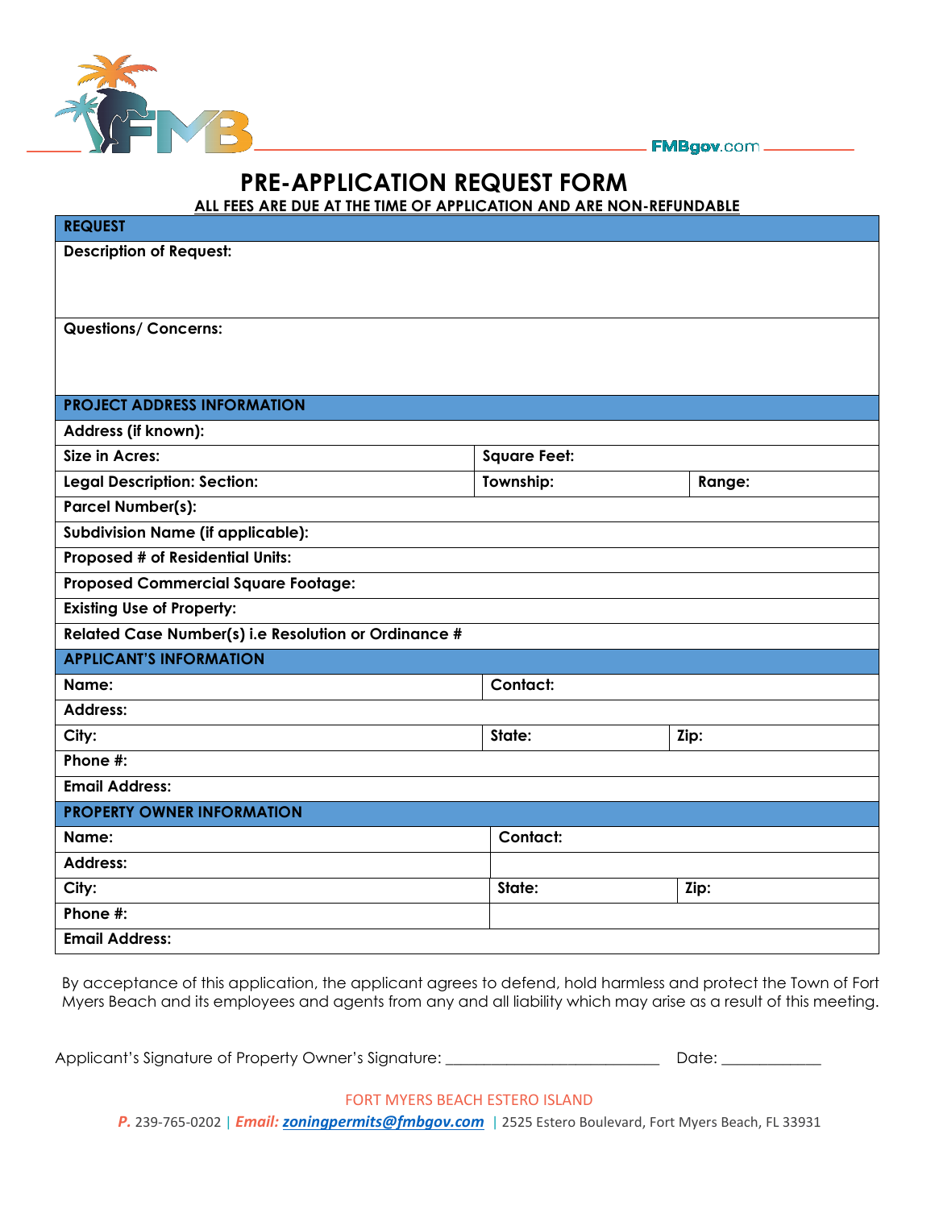FMBgov.com

# PRE-APPLICATION REQUEST FORM

**ALL FEES ARE DUE AT THE TIME OF APPLICATION AND ARE NON-REFUNDABLE**

| | | |
|---|---|---|
| **REQUEST** | | |
| **Description of Request:** | | |
| **Questions/ Concerns:** | | |
| **PROJECT ADDRESS INFORMATION** | | |
| **Address (if known):** | | |
| **Size in Acres:** | **Square Feet:** | |
| **Legal Description: Section:** | **Township:** | **Range:** |
| **Parcel Number(s):** | | |
| **Subdivision Name (if applicable):** | | |
| **Proposed # of Residential Units:** | | |
| **Proposed Commercial Square Footage:** | | |
| **Existing Use of Property:** | | |
| **Related Case Number(s) i.e Resolution or Ordinance #** | | |
| **APPLICANT'S INFORMATION** | | |
| **Name:** | **Contact:** | |
| **Address:** | | |
| **City:** | **State:** | **Zip:** |
| **Phone #:** | | |
| **Email Address:** | | |
| **PROPERTY OWNER INFORMATION** | | |
| **Name:** | **Contact:** | |
| **Address:** | | |
| **City:** | **State:** | **Zip:** |
| **Phone #:** | | |
| **Email Address:** | | |

By acceptance of this application, the applicant agrees to defend, hold harmless and protect the Town of Fort Myers Beach and its employees and agents from any and all liability which may arise as a result of this meeting.

Applicant's Signature of Property Owner's Signature: ___________________________ Date: _____________

FORT MYERS BEACH ESTERO ISLAND

*P.* 239-765-0202 | *Email:* *zoningpermits@fmbgov.com* | 2525 Estero Boulevard, Fort Myers Beach, FL 33931